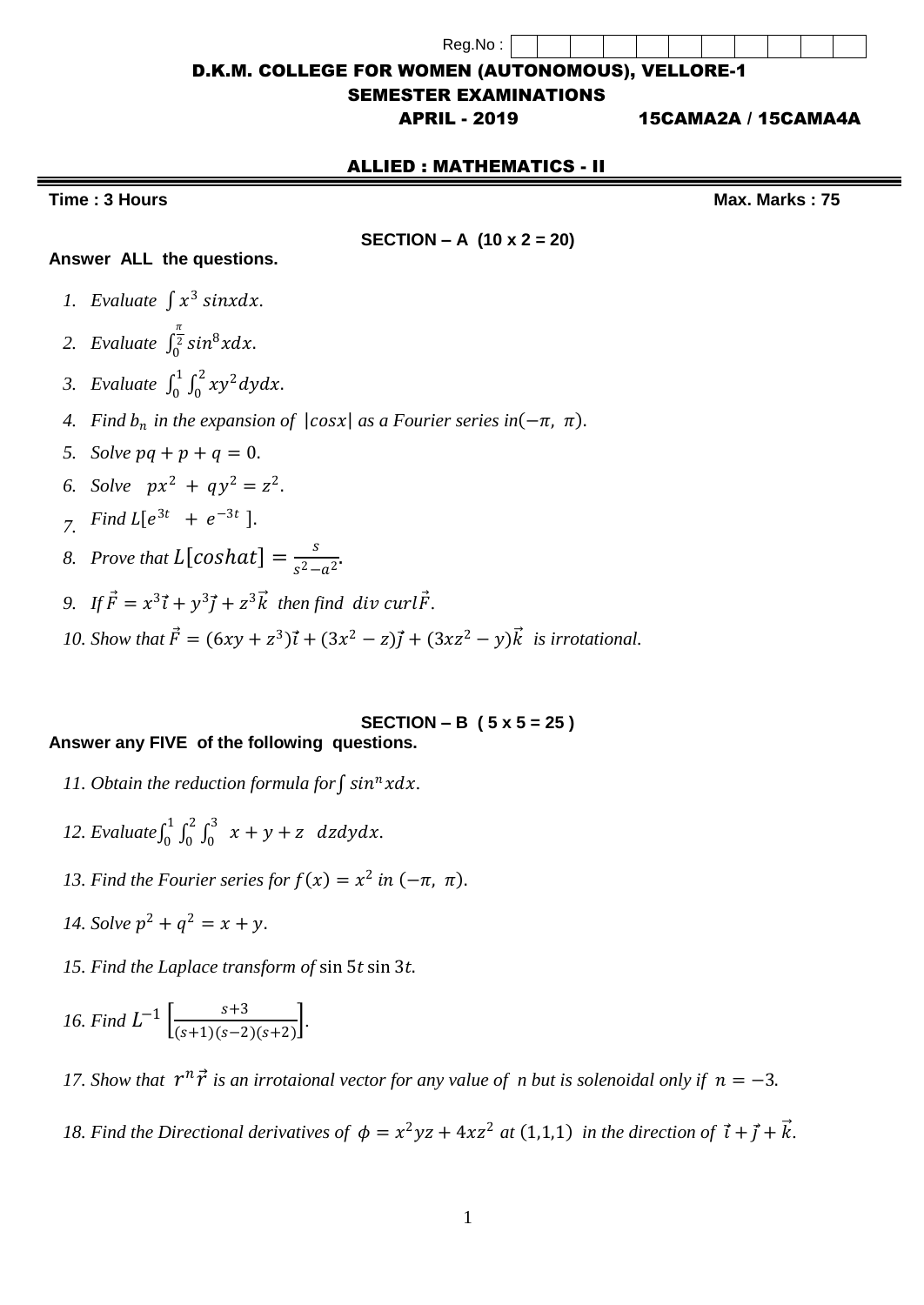Reg.No :

**D.K.M. COLLEGE FOR WOMEN (AUTONOMOUS), VELLORE-1**

**SEMESTER EXAMINATIONS**

**APRIL - 2019 15CAMA2A / 15CAMA4A**

## ALLIED : MATHEMATICS - II

**Time : 3 Hours** **Max. Marks : 75**

### SECTION – A (10 x 2 = 20)

**Answer ALL the questions.**

1. *Evaluate* $\int x^3 \, sinx dx$.
2. *Evaluate* $\int_0^{\frac{\pi}{2}} sin^8 x dx$.
3. *Evaluate* $\int_0^1 \int_0^2 xy^2 dydx$.
4. *Find* $b_n$ *in the expansion of* $|cosx|$ *as a Fourier series in* $(-\pi, \, \pi)$.
5. *Solve* $pq + p + q = 0$.
6. *Solve* $px^2 + qy^2 = z^2$.
7. *Find* $L[e^{3t} + e^{-3t}]$.
8. *Prove that* $L[coshat] = \frac{s}{s^2-a^2}$.
9. *If* $\vec{F} = x^3\vec{i} + y^3\vec{j} + z^3\vec{k}$ *then find* $div \; curl\vec{F}$.
10. *Show that* $\vec{F} = (6xy + z^3)\vec{i} + (3x^2 - z)\vec{j} + (3xz^2 - y)\vec{k}$ *is irrotational.*

### SECTION – B ( 5 x 5 = 25 )

**Answer any FIVE of the following questions.**

11. *Obtain the reduction formula for* $\int sin^n x dx$.
12. *Evaluate* $\int_0^1 \int_0^2 \int_0^3 \; x + y + z \; dzdydx$.
13. *Find the Fourier series for* $f(x) = x^2$ *in* $(-\pi, \, \pi)$.
14. *Solve* $p^2 + q^2 = x + y$.
15. *Find the Laplace transform of* $\sin 5t \sin 3t$.
16. *Find* $L^{-1}\left[\frac{s+3}{(s+1)(s-2)(s+2)}\right]$.
17. *Show that* $r^n\vec{r}$ *is an irrotaional vector for any value of n but is solenoidal only if* $n = -3$.
18. *Find the Directional derivatives of* $\phi = x^2yz + 4xz^2$ *at* $(1,1,1)$ *in the direction of* $\vec{i} + \vec{j} + \vec{k}$.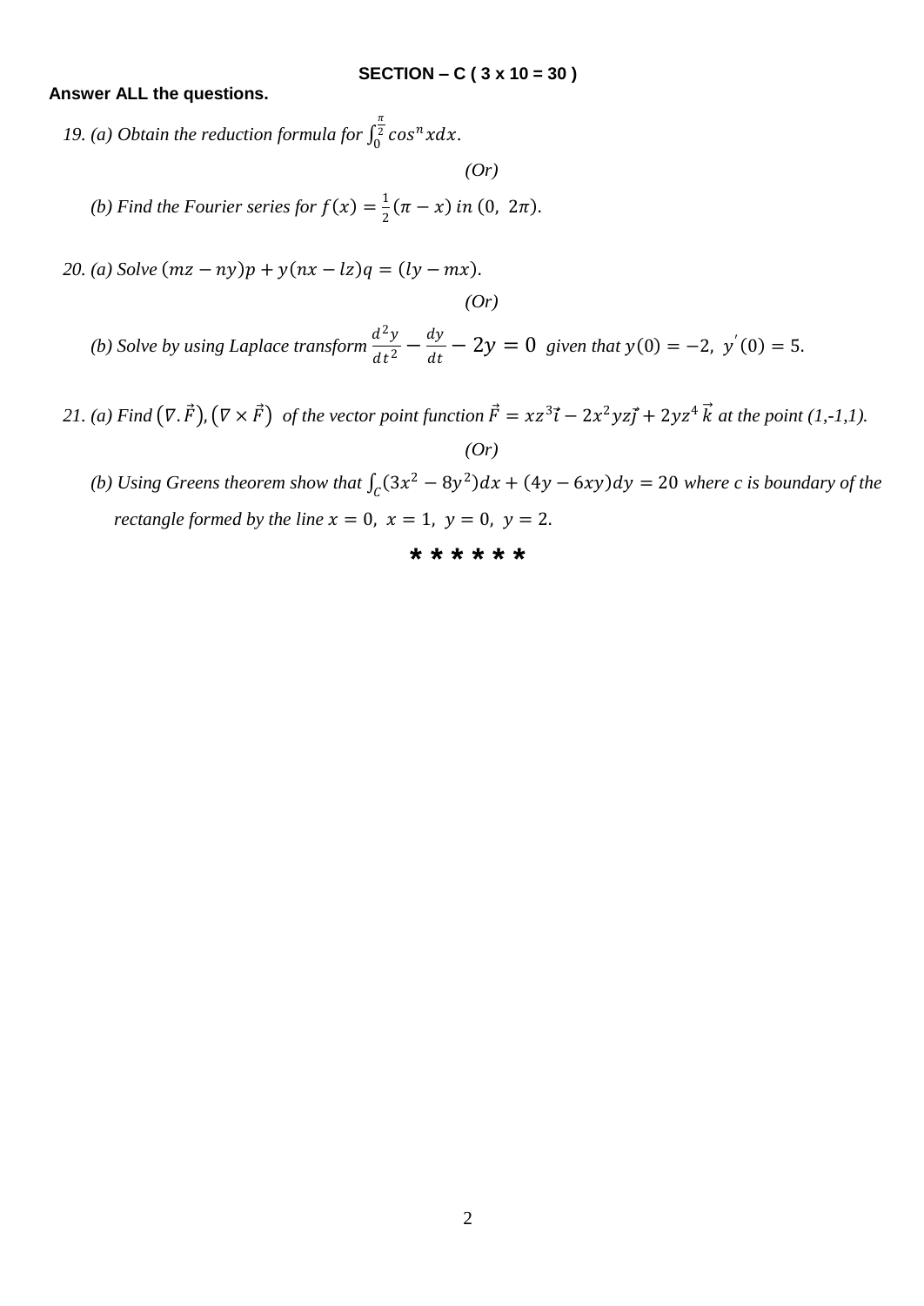**SECTION – C ( 3 x 10 = 30 )**

**Answer ALL the questions.**

19. (a) *Obtain the reduction formula for* $\int_0^{\frac{\pi}{2}} cos^n x dx$.

*(Or)*

(b) *Find the Fourier series for* $f(x) = \frac{1}{2}(\pi - x)$ *in* $(0,\ 2\pi)$.

20. (a) *Solve* $(mz - ny)p + y(nx - lz)q = (ly - mx)$.

*(Or)*

(b) *Solve by using Laplace transform* $\frac{d^2y}{dt^2} - \frac{dy}{dt} - 2y = 0$ *given that* $y(0) = -2,\ y'(0) = 5$.

21. (a) *Find* $(\nabla . \vec{F}), (\nabla \times \vec{F})$ *of the vector point function* $\vec{F} = xz^3\vec{i} - 2x^2yz\vec{j} + 2yz^4\vec{k}$ *at the point (1,-1,1).*

*(Or)*

(b) *Using Greens theorem show that* $\int_C (3x^2 - 8y^2)dx + (4y - 6xy)dy = 20$ *where c is boundary of the rectangle formed by the line* $x = 0,\ x = 1,\ y = 0,\ y = 2$.

**\*\*\*\*\*\***